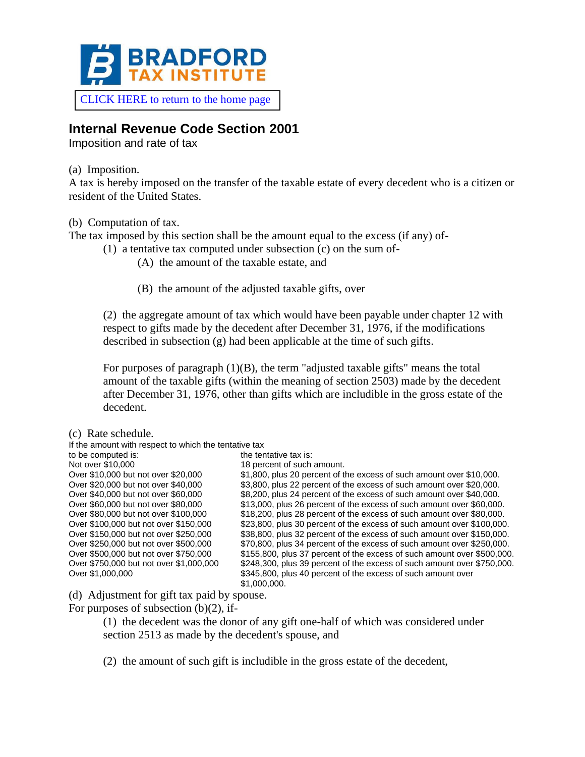BRADFORD TAX INSTITUTE

CLICK HERE to return to the home page

## Internal Revenue Code Section 2001

Imposition and rate of tax

(a) Imposition.

A tax is hereby imposed on the transfer of the taxable estate of every decedent who is a citizen or resident of the United States.

(b) Computation of tax.

The tax imposed by this section shall be the amount equal to the excess (if any) of-

(1) a tentative tax computed under subsection (c) on the sum of-

(A) the amount of the taxable estate, and

(B) the amount of the adjusted taxable gifts, over

(2) the aggregate amount of tax which would have been payable under chapter 12 with respect to gifts made by the decedent after December 31, 1976, if the modifications described in subsection (g) had been applicable at the time of such gifts.

For purposes of paragraph (1)(B), the term "adjusted taxable gifts" means the total amount of the taxable gifts (within the meaning of section 2503) made by the decedent after December 31, 1976, other than gifts which are includible in the gross estate of the decedent.

(c) Rate schedule.

| If the amount with respect to which the tentative tax to be computed is: | the tentative tax is: |
|---|---|
| Not over $10,000 | 18 percent of such amount. |
| Over $10,000 but not over $20,000 | $1,800, plus 20 percent of the excess of such amount over $10,000. |
| Over $20,000 but not over $40,000 | $3,800, plus 22 percent of the excess of such amount over $20,000. |
| Over $40,000 but not over $60,000 | $8,200, plus 24 percent of the excess of such amount over $40,000. |
| Over $60,000 but not over $80,000 | $13,000, plus 26 percent of the excess of such amount over $60,000. |
| Over $80,000 but not over $100,000 | $18,200, plus 28 percent of the excess of such amount over $80,000. |
| Over $100,000 but not over $150,000 | $23,800, plus 30 percent of the excess of such amount over $100,000. |
| Over $150,000 but not over $250,000 | $38,800, plus 32 percent of the excess of such amount over $150,000. |
| Over $250,000 but not over $500,000 | $70,800, plus 34 percent of the excess of such amount over $250,000. |
| Over $500,000 but not over $750,000 | $155,800, plus 37 percent of the excess of such amount over $500,000. |
| Over $750,000 but not over $1,000,000 | $248,300, plus 39 percent of the excess of such amount over $750,000. |
| Over $1,000,000 | $345,800, plus 40 percent of the excess of such amount over $1,000,000. |

(d) Adjustment for gift tax paid by spouse.

For purposes of subsection (b)(2), if-

(1) the decedent was the donor of any gift one-half of which was considered under section 2513 as made by the decedent's spouse, and

(2) the amount of such gift is includible in the gross estate of the decedent,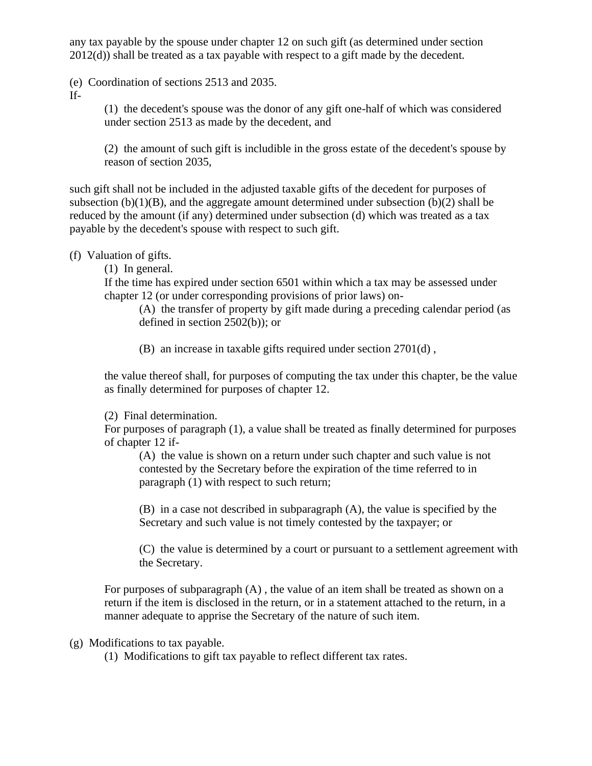any tax payable by the spouse under chapter 12 on such gift (as determined under section 2012(d)) shall be treated as a tax payable with respect to a gift made by the decedent.

(e) Coordination of sections 2513 and 2035.

If-

> (1) the decedent's spouse was the donor of any gift one-half of which was considered under section 2513 as made by the decedent, and
>
> (2) the amount of such gift is includible in the gross estate of the decedent's spouse by reason of section 2035,

such gift shall not be included in the adjusted taxable gifts of the decedent for purposes of subsection (b)(1)(B), and the aggregate amount determined under subsection (b)(2) shall be reduced by the amount (if any) determined under subsection (d) which was treated as a tax payable by the decedent's spouse with respect to such gift.

(f) Valuation of gifts.

> (1) In general.
>
> If the time has expired under section 6501 within which a tax may be assessed under chapter 12 (or under corresponding provisions of prior laws) on-
>
> > (A) the transfer of property by gift made during a preceding calendar period (as defined in section 2502(b)); or
> >
> > (B) an increase in taxable gifts required under section 2701(d) ,
>
> the value thereof shall, for purposes of computing the tax under this chapter, be the value as finally determined for purposes of chapter 12.
>
> (2) Final determination.
>
> For purposes of paragraph (1), a value shall be treated as finally determined for purposes of chapter 12 if-
>
> > (A) the value is shown on a return under such chapter and such value is not contested by the Secretary before the expiration of the time referred to in paragraph (1) with respect to such return;
> >
> > (B) in a case not described in subparagraph (A), the value is specified by the Secretary and such value is not timely contested by the taxpayer; or
> >
> > (C) the value is determined by a court or pursuant to a settlement agreement with the Secretary.
>
> For purposes of subparagraph (A) , the value of an item shall be treated as shown on a return if the item is disclosed in the return, or in a statement attached to the return, in a manner adequate to apprise the Secretary of the nature of such item.

(g) Modifications to tax payable.

> (1) Modifications to gift tax payable to reflect different tax rates.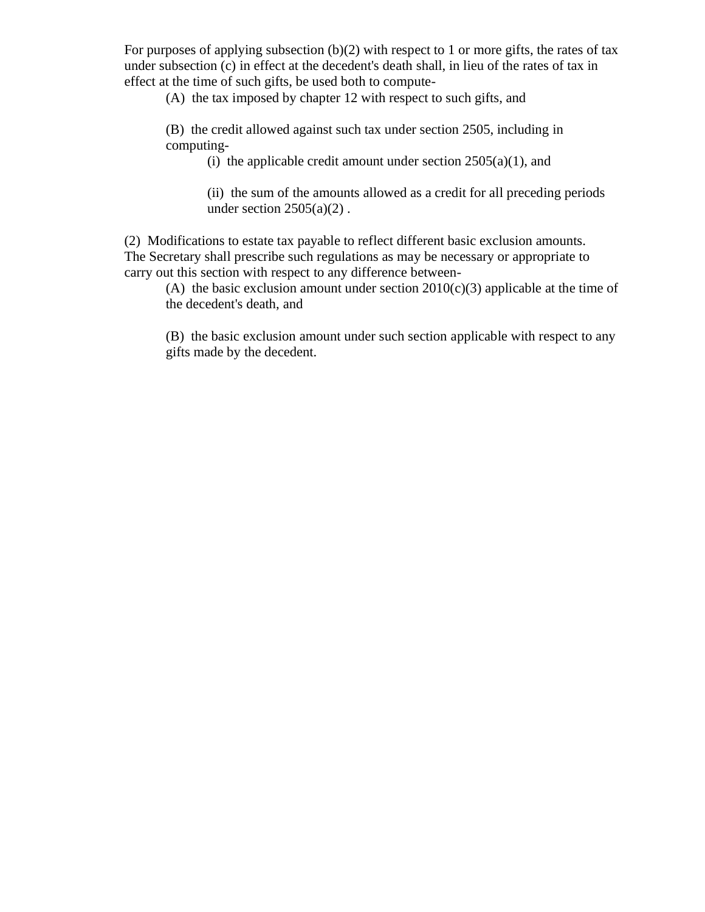For purposes of applying subsection (b)(2) with respect to 1 or more gifts, the rates of tax under subsection (c) in effect at the decedent's death shall, in lieu of the rates of tax in effect at the time of such gifts, be used both to compute-

(A) the tax imposed by chapter 12 with respect to such gifts, and

(B) the credit allowed against such tax under section 2505, including in computing-

(i) the applicable credit amount under section 2505(a)(1), and

(ii) the sum of the amounts allowed as a credit for all preceding periods under section 2505(a)(2) .

(2) Modifications to estate tax payable to reflect different basic exclusion amounts. The Secretary shall prescribe such regulations as may be necessary or appropriate to carry out this section with respect to any difference between-

(A) the basic exclusion amount under section 2010(c)(3) applicable at the time of the decedent's death, and

(B) the basic exclusion amount under such section applicable with respect to any gifts made by the decedent.